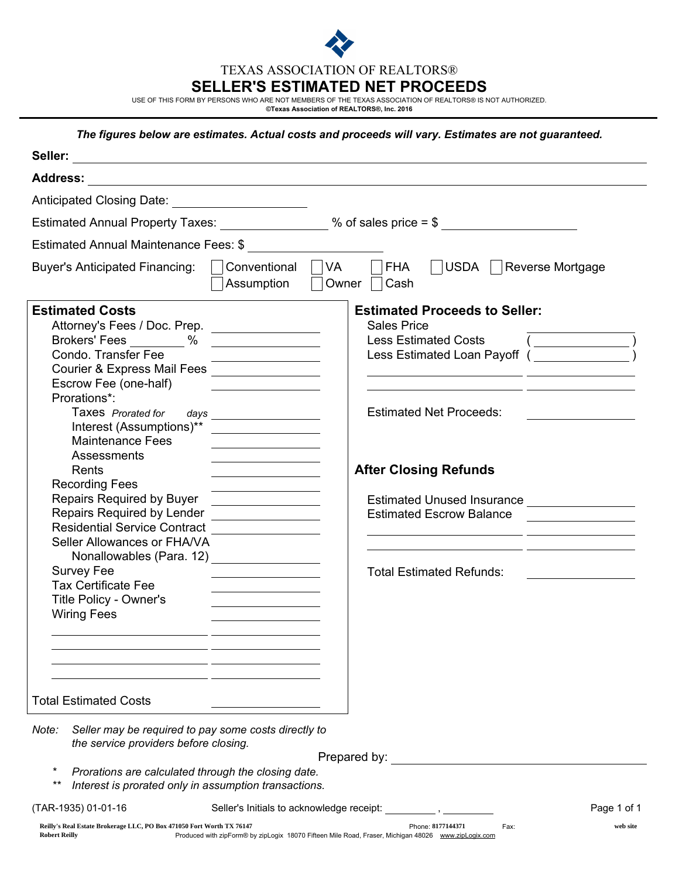TEXAS ASSOCIATION OF REALTORS®

# SELLER'S ESTIMATED NET PROCEEDS

USE OF THIS FORM BY PERSONS WHO ARE NOT MEMBERS OF THE TEXAS ASSOCIATION OF REALTORS® IS NOT AUTHORIZED.
**©Texas Association of REALTORS®, Inc. 2016**

***The figures below are estimates. Actual costs and proceeds will vary. Estimates are not guaranteed.***

**Seller:** ______________________________

**Address:** ______________________________

Anticipated Closing Date: ____________

Estimated Annual Property Taxes: ________ % of sales price = $ ____________

Estimated Annual Maintenance Fees: $ ____________

Buyer's Anticipated Financing: ☐ Conventional ☐ VA ☐ FHA ☐ USDA ☐ Reverse Mortgage ☐ Assumption ☐ Owner ☐ Cash

## Estimated Costs

| Item | Amount |
|---|---|
| Attorney's Fees / Doc. Prep. | |
| Brokers' Fees ______ % | |
| Condo. Transfer Fee | |
| Courier & Express Mail Fees | |
| Escrow Fee (one-half) | |
| Prorations*: | |
| Taxes *Prorated for ___ days* | |
| Interest (Assumptions)** | |
| Maintenance Fees | |
| Assessments | |
| Rents | |
| Recording Fees | |
| Repairs Required by Buyer | |
| Repairs Required by Lender | |
| Residential Service Contract | |
| Seller Allowances or FHA/VA Nonallowables (Para. 12) | |
| Survey Fee | |
| Tax Certificate Fee | |
| Title Policy - Owner's | |
| Wiring Fees | |
| | |
| | |
| | |
| | |
| Total Estimated Costs | |

## Estimated Proceeds to Seller:

| Item | Amount |
|---|---|
| Sales Price | |
| Less Estimated Costs | ( ) |
| Less Estimated Loan Payoff | ( ) |
| | |
| | |
| Estimated Net Proceeds: | |

## After Closing Refunds

| Item | Amount |
|---|---|
| Estimated Unused Insurance | |
| Estimated Escrow Balance | |
| | |
| | |
| Total Estimated Refunds: | |

Note: *Seller may be required to pay some costs directly to the service providers before closing.*

Prepared by: ______________________________

\* *Prorations are calculated through the closing date.*

\*\* *Interest is prorated only in assumption transactions.*

(TAR-1935) 01-01-16 Seller's Initials to acknowledge receipt: ________ , ________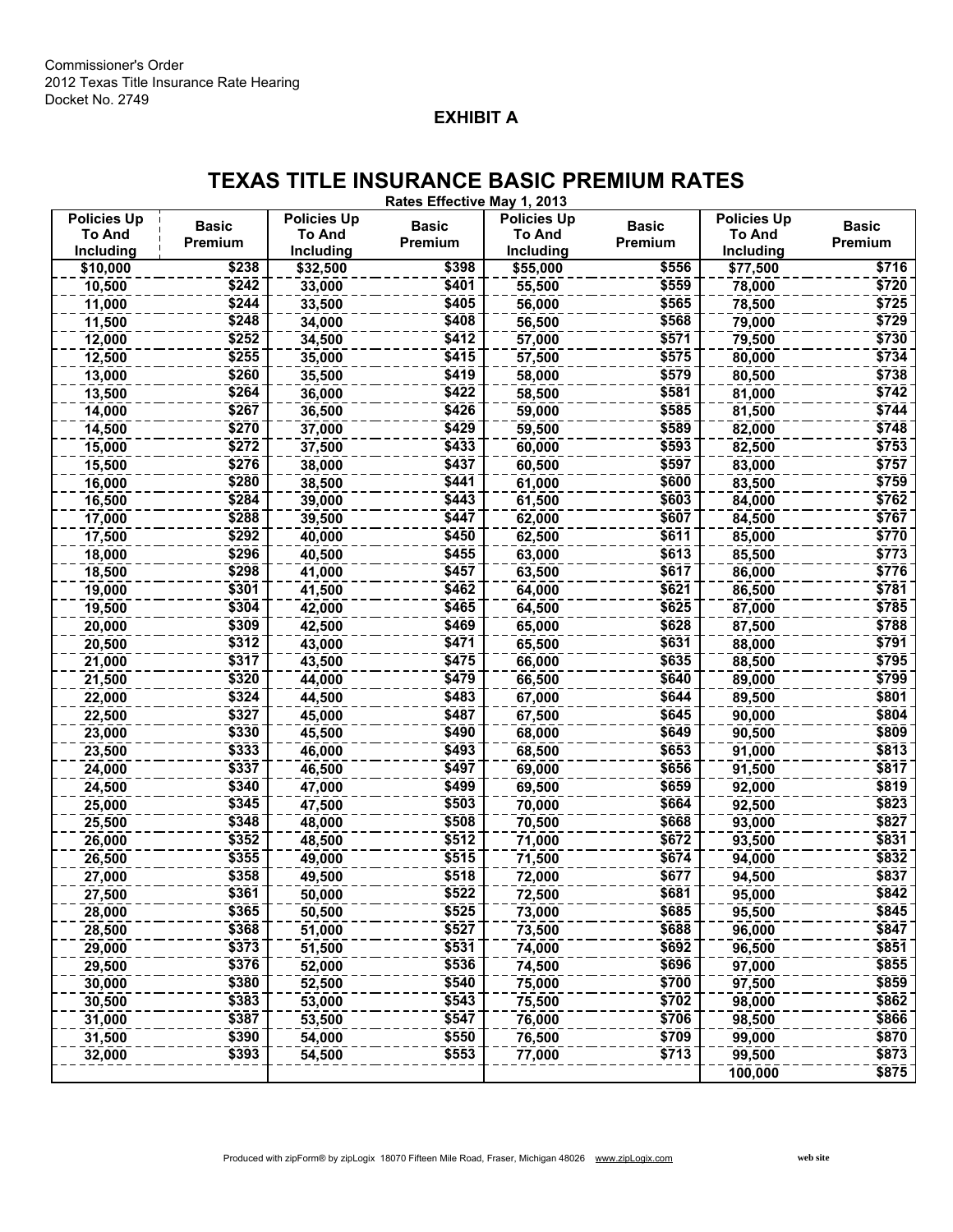Commissioner's Order
2012 Texas Title Insurance Rate Hearing
Docket No. 2749

**EXHIBIT A**

# TEXAS TITLE INSURANCE BASIC PREMIUM RATES

**Rates Effective May 1, 2013**

| Policies Up To And Including | Basic Premium | Policies Up To And Including | Basic Premium | Policies Up To And Including | Basic Premium | Policies Up To And Including | Basic Premium |
|---|---|---|---|---|---|---|---|
| $10,000 | $238 | $32,500 | $398 | $55,000 | $556 | $77,500 | $716 |
| 10,500 | $242 | 33,000 | $401 | 55,500 | $559 | 78,000 | $720 |
| 11,000 | $244 | 33,500 | $405 | 56,000 | $565 | 78,500 | $725 |
| 11,500 | $248 | 34,000 | $408 | 56,500 | $568 | 79,000 | $729 |
| 12,000 | $252 | 34,500 | $412 | 57,000 | $571 | 79,500 | $730 |
| 12,500 | $255 | 35,000 | $415 | 57,500 | $575 | 80,000 | $734 |
| 13,000 | $260 | 35,500 | $419 | 58,000 | $579 | 80,500 | $738 |
| 13,500 | $264 | 36,000 | $422 | 58,500 | $581 | 81,000 | $742 |
| 14,000 | $267 | 36,500 | $426 | 59,000 | $585 | 81,500 | $744 |
| 14,500 | $270 | 37,000 | $429 | 59,500 | $589 | 82,000 | $748 |
| 15,000 | $272 | 37,500 | $433 | 60,000 | $593 | 82,500 | $753 |
| 15,500 | $276 | 38,000 | $437 | 60,500 | $597 | 83,000 | $757 |
| 16,000 | $280 | 38,500 | $441 | 61,000 | $600 | 83,500 | $759 |
| 16,500 | $284 | 39,000 | $443 | 61,500 | $603 | 84,000 | $762 |
| 17,000 | $288 | 39,500 | $447 | 62,000 | $607 | 84,500 | $767 |
| 17,500 | $292 | 40,000 | $450 | 62,500 | $611 | 85,000 | $770 |
| 18,000 | $296 | 40,500 | $455 | 63,000 | $613 | 85,500 | $773 |
| 18,500 | $298 | 41,000 | $457 | 63,500 | $617 | 86,000 | $776 |
| 19,000 | $301 | 41,500 | $462 | 64,000 | $621 | 86,500 | $781 |
| 19,500 | $304 | 42,000 | $465 | 64,500 | $625 | 87,000 | $785 |
| 20,000 | $309 | 42,500 | $469 | 65,000 | $628 | 87,500 | $788 |
| 20,500 | $312 | 43,000 | $471 | 65,500 | $631 | 88,000 | $791 |
| 21,000 | $317 | 43,500 | $475 | 66,000 | $635 | 88,500 | $795 |
| 21,500 | $320 | 44,000 | $479 | 66,500 | $640 | 89,000 | $799 |
| 22,000 | $324 | 44,500 | $483 | 67,000 | $644 | 89,500 | $801 |
| 22,500 | $327 | 45,000 | $487 | 67,500 | $645 | 90,000 | $804 |
| 23,000 | $330 | 45,500 | $490 | 68,000 | $649 | 90,500 | $809 |
| 23,500 | $333 | 46,000 | $493 | 68,500 | $653 | 91,000 | $813 |
| 24,000 | $337 | 46,500 | $497 | 69,000 | $656 | 91,500 | $817 |
| 24,500 | $340 | 47,000 | $499 | 69,500 | $659 | 92,000 | $819 |
| 25,000 | $345 | 47,500 | $503 | 70,000 | $664 | 92,500 | $823 |
| 25,500 | $348 | 48,000 | $508 | 70,500 | $668 | 93,000 | $827 |
| 26,000 | $352 | 48,500 | $512 | 71,000 | $672 | 93,500 | $831 |
| 26,500 | $355 | 49,000 | $515 | 71,500 | $674 | 94,000 | $832 |
| 27,000 | $358 | 49,500 | $518 | 72,000 | $677 | 94,500 | $837 |
| 27,500 | $361 | 50,000 | $522 | 72,500 | $681 | 95,000 | $842 |
| 28,000 | $365 | 50,500 | $525 | 73,000 | $685 | 95,500 | $845 |
| 28,500 | $368 | 51,000 | $527 | 73,500 | $688 | 96,000 | $847 |
| 29,000 | $373 | 51,500 | $531 | 74,000 | $692 | 96,500 | $851 |
| 29,500 | $376 | 52,000 | $536 | 74,500 | $696 | 97,000 | $855 |
| 30,000 | $380 | 52,500 | $540 | 75,000 | $700 | 97,500 | $859 |
| 30,500 | $383 | 53,000 | $543 | 75,500 | $702 | 98,000 | $862 |
| 31,000 | $387 | 53,500 | $547 | 76,000 | $706 | 98,500 | $866 |
| 31,500 | $390 | 54,000 | $550 | 76,500 | $709 | 99,000 | $870 |
| 32,000 | $393 | 54,500 | $553 | 77,000 | $713 | 99,500 | $873 |
| | | | | | | 100,000 | $875 |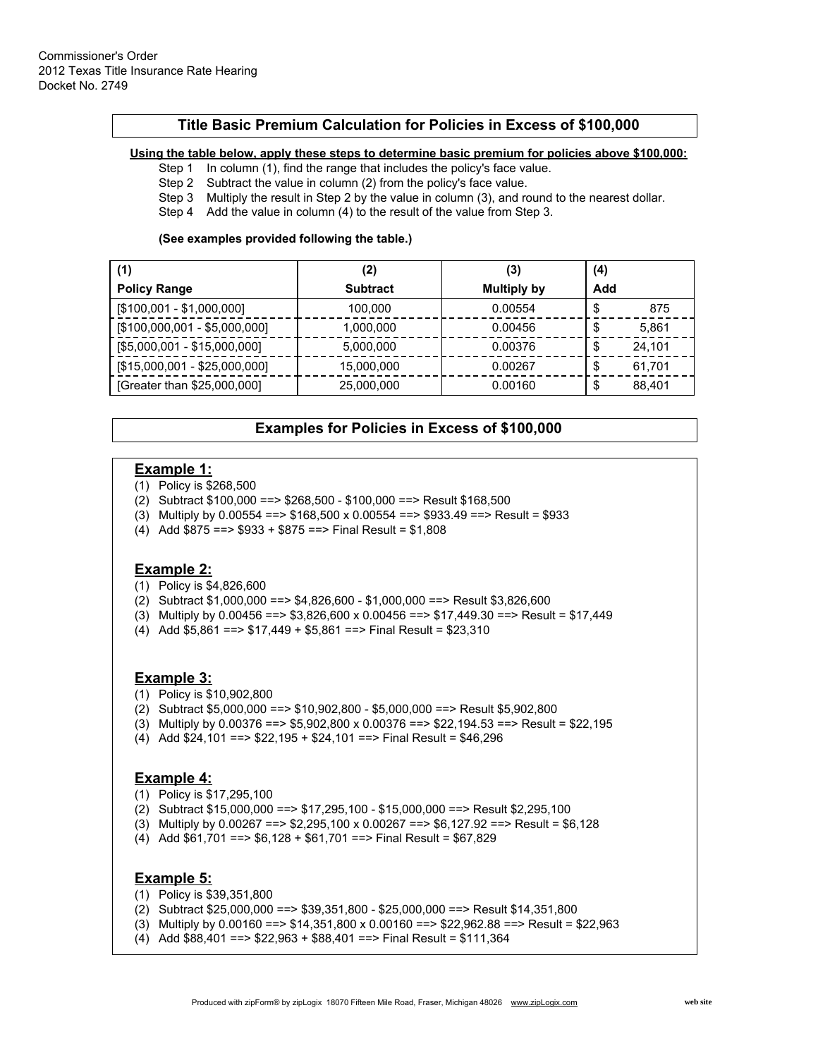Commissioner's Order
2012 Texas Title Insurance Rate Hearing
Docket No. 2749

## Title Basic Premium Calculation for Policies in Excess of $100,000

**Using the table below, apply these steps to determine basic premium for policies above $100,000:**

Step 1 In column (1), find the range that includes the policy's face value.
Step 2 Subtract the value in column (2) from the policy's face value.
Step 3 Multiply the result in Step 2 by the value in column (3), and round to the nearest dollar.
Step 4 Add the value in column (4) to the result of the value from Step 3.

**(See examples provided following the table.)**

| (1) Policy Range | (2) Subtract | (3) Multiply by | (4) Add |
|---|---|---|---|
| [$100,001 - $1,000,000] | 100,000 | 0.00554 | $ 875 |
| [$100,000,001 - $5,000,000] | 1,000,000 | 0.00456 | $ 5,861 |
| [$5,000,001 - $15,000,000] | 5,000,000 | 0.00376 | $ 24,101 |
| [$15,000,001 - $25,000,000] | 15,000,000 | 0.00267 | $ 61,701 |
| [Greater than $25,000,000] | 25,000,000 | 0.00160 | $ 88,401 |

## Examples for Policies in Excess of $100,000

### Example 1:

(1) Policy is $268,500
(2) Subtract $100,000 ==> $268,500 - $100,000 ==> Result $168,500
(3) Multiply by 0.00554 ==> $168,500 x 0.00554 ==> $933.49 ==> Result = $933
(4) Add $875 ==> $933 + $875 ==> Final Result = $1,808

### Example 2:

(1) Policy is $4,826,600
(2) Subtract $1,000,000 ==> $4,826,600 - $1,000,000 ==> Result $3,826,600
(3) Multiply by 0.00456 ==> $3,826,600 x 0.00456 ==> $17,449.30 ==> Result = $17,449
(4) Add $5,861 ==> $17,449 + $5,861 ==> Final Result = $23,310

### Example 3:

(1) Policy is $10,902,800
(2) Subtract $5,000,000 ==> $10,902,800 - $5,000,000 ==> Result $5,902,800
(3) Multiply by 0.00376 ==> $5,902,800 x 0.00376 ==> $22,194.53 ==> Result = $22,195
(4) Add $24,101 ==> $22,195 + $24,101 ==> Final Result = $46,296

### Example 4:

(1) Policy is $17,295,100
(2) Subtract $15,000,000 ==> $17,295,100 - $15,000,000 ==> Result $2,295,100
(3) Multiply by 0.00267 ==> $2,295,100 x 0.00267 ==> $6,127.92 ==> Result = $6,128
(4) Add $61,701 ==> $6,128 + $61,701 ==> Final Result = $67,829

### Example 5:

(1) Policy is $39,351,800
(2) Subtract $25,000,000 ==> $39,351,800 - $25,000,000 ==> Result $14,351,800
(3) Multiply by 0.00160 ==> $14,351,800 x 0.00160 ==> $22,962.88 ==> Result = $22,963
(4) Add $88,401 ==> $22,963 + $88,401 ==> Final Result = $111,364